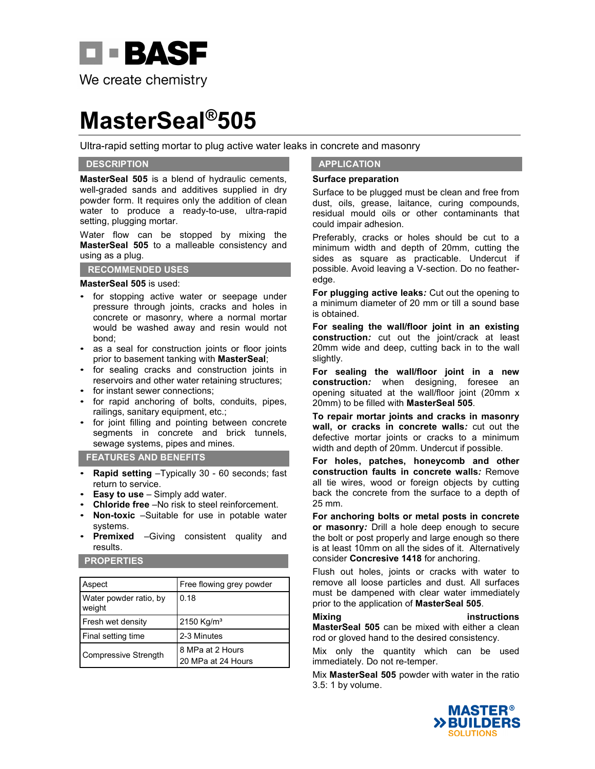BASF

We create chemistry

# MasterSeal®505

Ultra-rapid setting mortar to plug active water leaks in concrete and masonry

## DESCRIPTION

**MasterSeal 505** is a blend of hydraulic cements, well-graded sands and additives supplied in dry powder form. It requires only the addition of clean water to produce a ready-to-use, ultra-rapid setting, plugging mortar.

Water flow can be stopped by mixing the **MasterSeal 505** to a malleable consistency and using as a plug.

## RECOMMENDED USES

**MasterSeal 505** is used:

- for stopping active water or seepage under pressure through joints, cracks and holes in concrete or masonry, where a normal mortar would be washed away and resin would not bond;
- as a seal for construction joints or floor joints prior to basement tanking with **MasterSeal**;
- for sealing cracks and construction joints in reservoirs and other water retaining structures;
- for instant sewer connections;
- for rapid anchoring of bolts, conduits, pipes, railings, sanitary equipment, etc.;
- for joint filling and pointing between concrete segments in concrete and brick tunnels, sewage systems, pipes and mines.

## FEATURES AND BENEFITS

- **Rapid setting** –Typically 30 - 60 seconds; fast return to service.
- **Easy to use** – Simply add water.
- **Chloride free** –No risk to steel reinforcement.
- **Non-toxic** –Suitable for use in potable water systems.
- **Premixed** –Giving consistent quality and results.

## PROPERTIES

| Aspect | Free flowing grey powder |
|---|---|
| Water powder ratio, by weight | 0.18 |
| Fresh wet density | 2150 Kg/m³ |
| Final setting time | 2-3 Minutes |
| Compressive Strength | 8 MPa at 2 Hours<br>20 MPa at 24 Hours |

## APPLICATION

**Surface preparation**

Surface to be plugged must be clean and free from dust, oils, grease, laitance, curing compounds, residual mould oils or other contaminants that could impair adhesion.

Preferably, cracks or holes should be cut to a minimum width and depth of 20mm, cutting the sides as square as practicable. Undercut if possible. Avoid leaving a V-section. Do no feather-edge.

**For plugging active leaks*:*** Cut out the opening to a minimum diameter of 20 mm or till a sound base is obtained.

**For sealing the wall/floor joint in an existing construction*:*** cut out the joint/crack at least 20mm wide and deep, cutting back in to the wall slightly.

**For sealing the wall/floor joint in a new construction*:*** when designing, foresee an opening situated at the wall/floor joint (20mm x 20mm) to be filled with **MasterSeal 505**.

**To repair mortar joints and cracks in masonry wall, or cracks in concrete walls*:*** cut out the defective mortar joints or cracks to a minimum width and depth of 20mm. Undercut if possible.

**For holes, patches, honeycomb and other construction faults in concrete walls*:*** Remove all tie wires, wood or foreign objects by cutting back the concrete from the surface to a depth of 25 mm.

**For anchoring bolts or metal posts in concrete or masonry*:*** Drill a hole deep enough to secure the bolt or post properly and large enough so there is at least 10mm on all the sides of it. Alternatively consider **Concresive 1418** for anchoring.

Flush out holes, joints or cracks with water to remove all loose particles and dust. All surfaces must be dampened with clear water immediately prior to the application of **MasterSeal 505**.

**Mixing instructions**

**MasterSeal 505** can be mixed with either a clean rod or gloved hand to the desired consistency.

Mix only the quantity which can be used immediately. Do not re-temper.

Mix **MasterSeal 505** powder with water in the ratio 3.5: 1 by volume.

MASTER® BUILDERS SOLUTIONS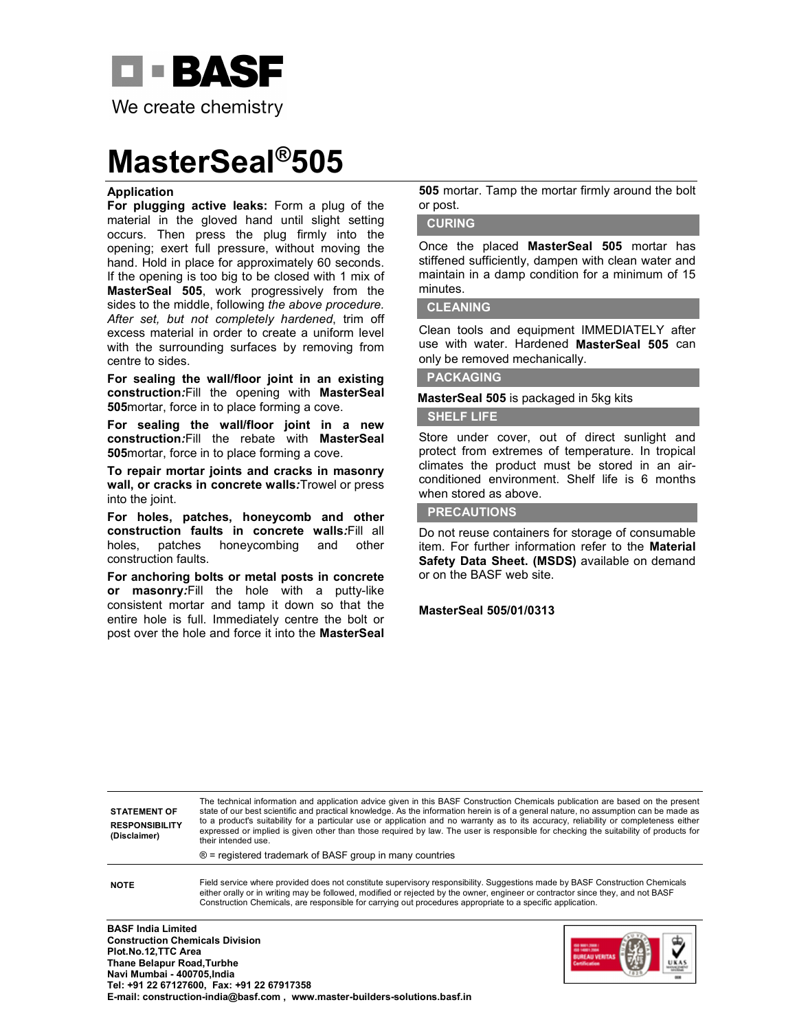BASF

We create chemistry

# MasterSeal®505

## Application

**For plugging active leaks:** Form a plug of the material in the gloved hand until slight setting occurs. Then press the plug firmly into the opening; exert full pressure, without moving the hand. Hold in place for approximately 60 seconds. If the opening is too big to be closed with 1 mix of **MasterSeal 505**, work progressively from the sides to the middle, following *the above procedure. After set, but not completely hardened*, trim off excess material in order to create a uniform level with the surrounding surfaces by removing from centre to sides.

**For sealing the wall/floor joint in an existing construction*:***Fill the opening with **MasterSeal 505**mortar, force in to place forming a cove.

**For sealing the wall/floor joint in a new construction*:***Fill the rebate with **MasterSeal 505**mortar, force in to place forming a cove.

**To repair mortar joints and cracks in masonry wall, or cracks in concrete walls*:***Trowel or press into the joint.

**For holes, patches, honeycomb and other construction faults in concrete walls*:***Fill all holes, patches honeycombing and other construction faults.

**For anchoring bolts or metal posts in concrete or masonry*:***Fill the hole with a putty-like consistent mortar and tamp it down so that the entire hole is full. Immediately centre the bolt or post over the hole and force it into the **MasterSeal 505** mortar. Tamp the mortar firmly around the bolt or post.

## CURING

Once the placed **MasterSeal 505** mortar has stiffened sufficiently, dampen with clean water and maintain in a damp condition for a minimum of 15 minutes.

## CLEANING

Clean tools and equipment IMMEDIATELY after use with water. Hardened **MasterSeal 505** can only be removed mechanically.

## PACKAGING

**MasterSeal 505** is packaged in 5kg kits

## SHELF LIFE

Store under cover, out of direct sunlight and protect from extremes of temperature. In tropical climates the product must be stored in an air-conditioned environment. Shelf life is 6 months when stored as above.

## PRECAUTIONS

Do not reuse containers for storage of consumable item. For further information refer to the **Material Safety Data Sheet. (MSDS)** available on demand or on the BASF web site.

**MasterSeal 505/01/0313**

**STATEMENT OF RESPONSIBILITY (Disclaimer)**

The technical information and application advice given in this BASF Construction Chemicals publication are based on the present state of our best scientific and practical knowledge. As the information herein is of a general nature, no assumption can be made as to a product's suitability for a particular use or application and no warranty as to its accuracy, reliability or completeness either expressed or implied is given other than those required by law. The user is responsible for checking the suitability of products for their intended use.

® = registered trademark of BASF group in many countries

**NOTE**

Field service where provided does not constitute supervisory responsibility. Suggestions made by BASF Construction Chemicals either orally or in writing may be followed, modified or rejected by the owner, engineer or contractor since they, and not BASF Construction Chemicals, are responsible for carrying out procedures appropriate to a specific application.

**BASF India Limited**
**Construction Chemicals Division**
**Plot.No.12,TTC Area**
**Thane Belapur Road,Turbhe**
**Navi Mumbai - 400705,India**
**Tel: +91 22 67127600, Fax: +91 22 67917358**
**E-mail: construction-india@basf.com , www.master-builders-solutions.basf.in**